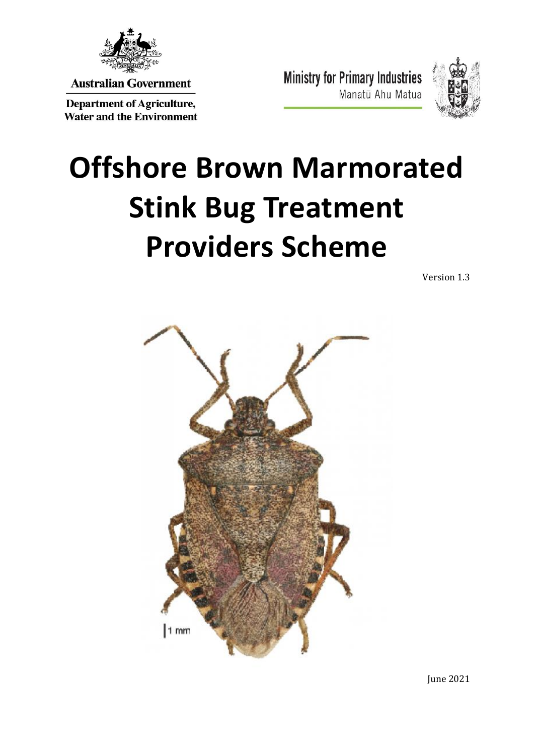Australian Government

Department of Agriculture, Water and the Environment

Ministry for Primary Industries
Manatū Ahu Matua

# Offshore Brown Marmorated Stink Bug Treatment Providers Scheme

Version 1.3

June 2021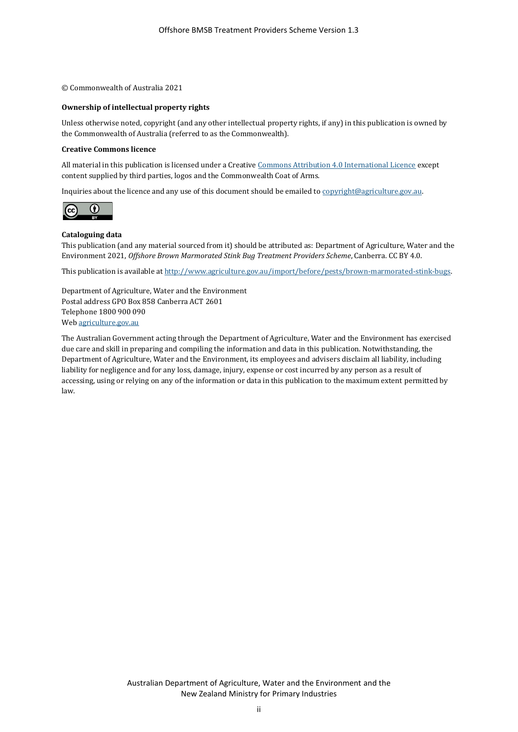© Commonwealth of Australia 2021

**Ownership of intellectual property rights**

Unless otherwise noted, copyright (and any other intellectual property rights, if any) in this publication is owned by the Commonwealth of Australia (referred to as the Commonwealth).

**Creative Commons licence**

All material in this publication is licensed under a Creative [Commons Attribution 4.0 International Licence](https://creativecommons.org/licenses/by/4.0/) except content supplied by third parties, logos and the Commonwealth Coat of Arms.

Inquiries about the licence and any use of this document should be emailed to [copyright@agriculture.gov.au](mailto:copyright@agriculture.gov.au).

**Cataloguing data**

This publication (and any material sourced from it) should be attributed as: Department of Agriculture, Water and the Environment 2021, *Offshore Brown Marmorated Stink Bug Treatment Providers Scheme*, Canberra. CC BY 4.0.

This publication is available at [http://www.agriculture.gov.au/import/before/pests/brown-marmorated-stink-bugs](http://www.agriculture.gov.au/import/before/pests/brown-marmorated-stink-bugs).

Department of Agriculture, Water and the Environment
Postal address GPO Box 858 Canberra ACT 2601
Telephone 1800 900 090
Web [agriculture.gov.au](https://agriculture.gov.au)

The Australian Government acting through the Department of Agriculture, Water and the Environment has exercised due care and skill in preparing and compiling the information and data in this publication. Notwithstanding, the Department of Agriculture, Water and the Environment, its employees and advisers disclaim all liability, including liability for negligence and for any loss, damage, injury, expense or cost incurred by any person as a result of accessing, using or relying on any of the information or data in this publication to the maximum extent permitted by law.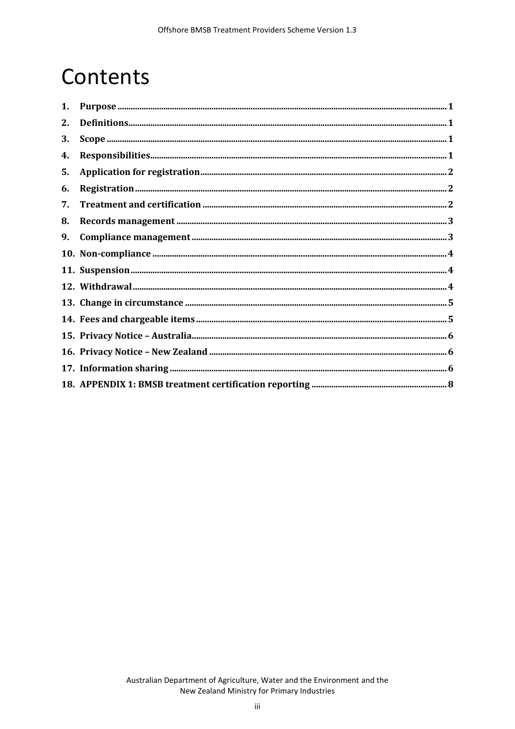# Contents

1. Purpose ... 1
2. Definitions ... 1
3. Scope ... 1
4. Responsibilities ... 1
5. Application for registration ... 2
6. Registration ... 2
7. Treatment and certification ... 2
8. Records management ... 3
9. Compliance management ... 3
10. Non-compliance ... 4
11. Suspension ... 4
12. Withdrawal ... 4
13. Change in circumstance ... 5
14. Fees and chargeable items ... 5
15. Privacy Notice – Australia ... 6
16. Privacy Notice – New Zealand ... 6
17. Information sharing ... 6
18. APPENDIX 1: BMSB treatment certification reporting ... 8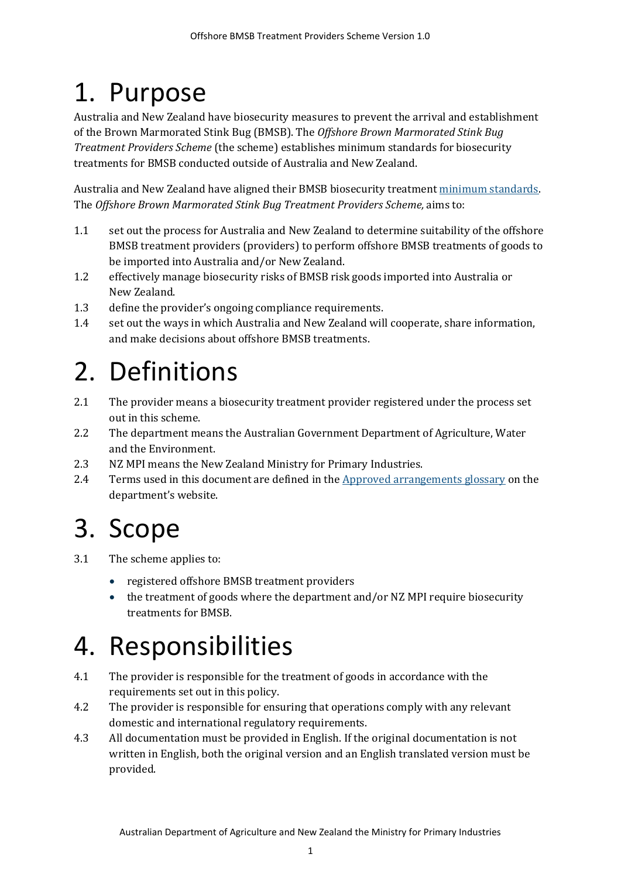# 1. Purpose

Australia and New Zealand have biosecurity measures to prevent the arrival and establishment of the Brown Marmorated Stink Bug (BMSB). The *Offshore Brown Marmorated Stink Bug Treatment Providers Scheme* (the scheme) establishes minimum standards for biosecurity treatments for BMSB conducted outside of Australia and New Zealand.

Australia and New Zealand have aligned their BMSB biosecurity treatment minimum standards. The *Offshore Brown Marmorated Stink Bug Treatment Providers Scheme,* aims to:

1.1 set out the process for Australia and New Zealand to determine suitability of the offshore BMSB treatment providers (providers) to perform offshore BMSB treatments of goods to be imported into Australia and/or New Zealand.

1.2 effectively manage biosecurity risks of BMSB risk goods imported into Australia or New Zealand.

1.3 define the provider's ongoing compliance requirements.

1.4 set out the ways in which Australia and New Zealand will cooperate, share information, and make decisions about offshore BMSB treatments.

# 2. Definitions

2.1 The provider means a biosecurity treatment provider registered under the process set out in this scheme.

2.2 The department means the Australian Government Department of Agriculture, Water and the Environment.

2.3 NZ MPI means the New Zealand Ministry for Primary Industries.

2.4 Terms used in this document are defined in the Approved arrangements glossary on the department's website.

# 3. Scope

3.1 The scheme applies to:

- registered offshore BMSB treatment providers
- the treatment of goods where the department and/or NZ MPI require biosecurity treatments for BMSB.

# 4. Responsibilities

4.1 The provider is responsible for the treatment of goods in accordance with the requirements set out in this policy.

4.2 The provider is responsible for ensuring that operations comply with any relevant domestic and international regulatory requirements.

4.3 All documentation must be provided in English. If the original documentation is not written in English, both the original version and an English translated version must be provided.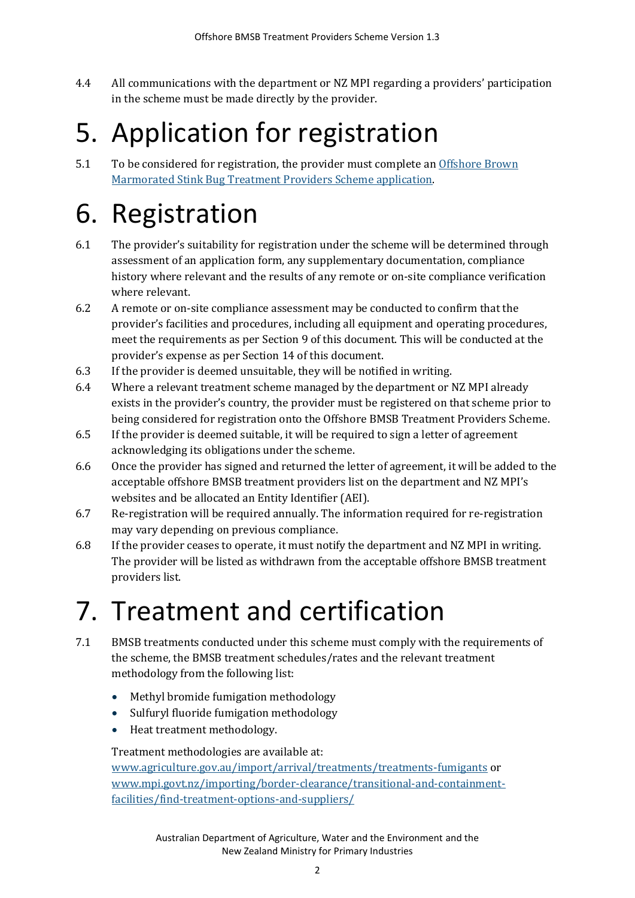4.4 All communications with the department or NZ MPI regarding a providers' participation in the scheme must be made directly by the provider.

# 5. Application for registration

5.1 To be considered for registration, the provider must complete an [Offshore Brown Marmorated Stink Bug Treatment Providers Scheme application](#).

# 6. Registration

6.1 The provider's suitability for registration under the scheme will be determined through assessment of an application form, any supplementary documentation, compliance history where relevant and the results of any remote or on-site compliance verification where relevant.

6.2 A remote or on-site compliance assessment may be conducted to confirm that the provider's facilities and procedures, including all equipment and operating procedures, meet the requirements as per Section 9 of this document. This will be conducted at the provider's expense as per Section 14 of this document.

6.3 If the provider is deemed unsuitable, they will be notified in writing.

6.4 Where a relevant treatment scheme managed by the department or NZ MPI already exists in the provider's country, the provider must be registered on that scheme prior to being considered for registration onto the Offshore BMSB Treatment Providers Scheme.

6.5 If the provider is deemed suitable, it will be required to sign a letter of agreement acknowledging its obligations under the scheme.

6.6 Once the provider has signed and returned the letter of agreement, it will be added to the acceptable offshore BMSB treatment providers list on the department and NZ MPI's websites and be allocated an Entity Identifier (AEI).

6.7 Re-registration will be required annually. The information required for re-registration may vary depending on previous compliance.

6.8 If the provider ceases to operate, it must notify the department and NZ MPI in writing. The provider will be listed as withdrawn from the acceptable offshore BMSB treatment providers list.

# 7. Treatment and certification

7.1 BMSB treatments conducted under this scheme must comply with the requirements of the scheme, the BMSB treatment schedules/rates and the relevant treatment methodology from the following list:

- Methyl bromide fumigation methodology
- Sulfuryl fluoride fumigation methodology
- Heat treatment methodology.

Treatment methodologies are available at: [www.agriculture.gov.au/import/arrival/treatments/treatments-fumigants](http://www.agriculture.gov.au/import/arrival/treatments/treatments-fumigants) or [www.mpi.govt.nz/importing/border-clearance/transitional-and-containment-facilities/find-treatment-options-and-suppliers/](http://www.mpi.govt.nz/importing/border-clearance/transitional-and-containment-facilities/find-treatment-options-and-suppliers/)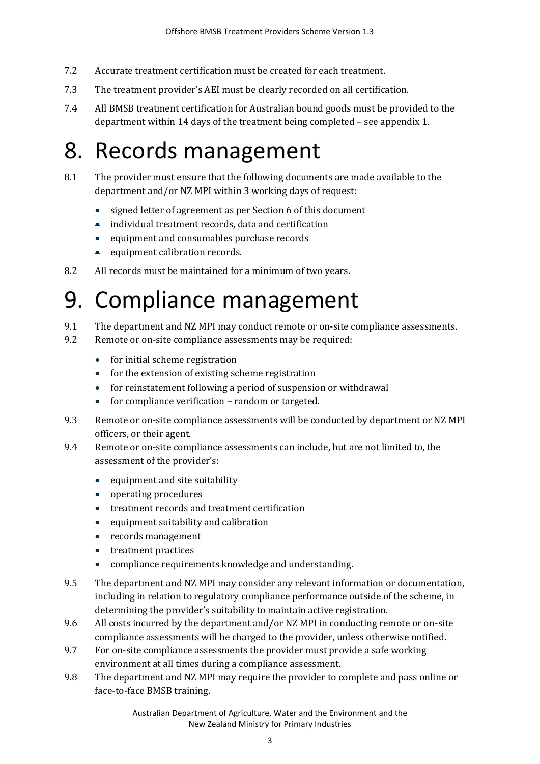7.2 Accurate treatment certification must be created for each treatment.

7.3 The treatment provider's AEI must be clearly recorded on all certification.

7.4 All BMSB treatment certification for Australian bound goods must be provided to the department within 14 days of the treatment being completed – see appendix 1.

# 8. Records management

8.1 The provider must ensure that the following documents are made available to the department and/or NZ MPI within 3 working days of request:

- signed letter of agreement as per Section 6 of this document
- individual treatment records, data and certification
- equipment and consumables purchase records
- equipment calibration records.

8.2 All records must be maintained for a minimum of two years.

# 9. Compliance management

9.1 The department and NZ MPI may conduct remote or on-site compliance assessments.

9.2 Remote or on-site compliance assessments may be required:

- for initial scheme registration
- for the extension of existing scheme registration
- for reinstatement following a period of suspension or withdrawal
- for compliance verification – random or targeted.

9.3 Remote or on-site compliance assessments will be conducted by department or NZ MPI officers, or their agent.

9.4 Remote or on-site compliance assessments can include, but are not limited to, the assessment of the provider's:

- equipment and site suitability
- operating procedures
- treatment records and treatment certification
- equipment suitability and calibration
- records management
- treatment practices
- compliance requirements knowledge and understanding.

9.5 The department and NZ MPI may consider any relevant information or documentation, including in relation to regulatory compliance performance outside of the scheme, in determining the provider's suitability to maintain active registration.

9.6 All costs incurred by the department and/or NZ MPI in conducting remote or on-site compliance assessments will be charged to the provider, unless otherwise notified.

9.7 For on-site compliance assessments the provider must provide a safe working environment at all times during a compliance assessment.

9.8 The department and NZ MPI may require the provider to complete and pass online or face-to-face BMSB training.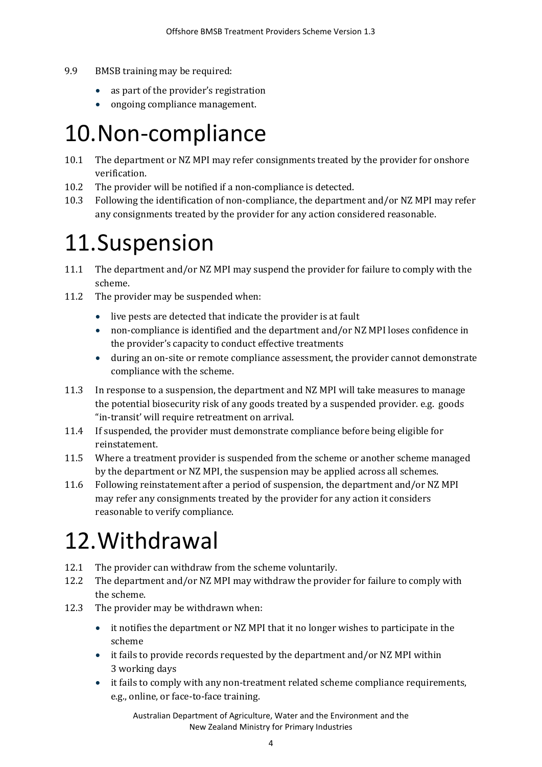9.9 BMSB training may be required:

- as part of the provider's registration
- ongoing compliance management.

# 10. Non-compliance

10.1 The department or NZ MPI may refer consignments treated by the provider for onshore verification.

10.2 The provider will be notified if a non-compliance is detected.

10.3 Following the identification of non-compliance, the department and/or NZ MPI may refer any consignments treated by the provider for any action considered reasonable.

# 11. Suspension

11.1 The department and/or NZ MPI may suspend the provider for failure to comply with the scheme.

11.2 The provider may be suspended when:

- live pests are detected that indicate the provider is at fault
- non-compliance is identified and the department and/or NZ MPI loses confidence in the provider's capacity to conduct effective treatments
- during an on-site or remote compliance assessment, the provider cannot demonstrate compliance with the scheme.

11.3 In response to a suspension, the department and NZ MPI will take measures to manage the potential biosecurity risk of any goods treated by a suspended provider. e.g. goods "in-transit' will require retreatment on arrival.

11.4 If suspended, the provider must demonstrate compliance before being eligible for reinstatement.

11.5 Where a treatment provider is suspended from the scheme or another scheme managed by the department or NZ MPI, the suspension may be applied across all schemes.

11.6 Following reinstatement after a period of suspension, the department and/or NZ MPI may refer any consignments treated by the provider for any action it considers reasonable to verify compliance.

# 12. Withdrawal

12.1 The provider can withdraw from the scheme voluntarily.

12.2 The department and/or NZ MPI may withdraw the provider for failure to comply with the scheme.

12.3 The provider may be withdrawn when:

- it notifies the department or NZ MPI that it no longer wishes to participate in the scheme
- it fails to provide records requested by the department and/or NZ MPI within 3 working days
- it fails to comply with any non-treatment related scheme compliance requirements, e.g., online, or face-to-face training.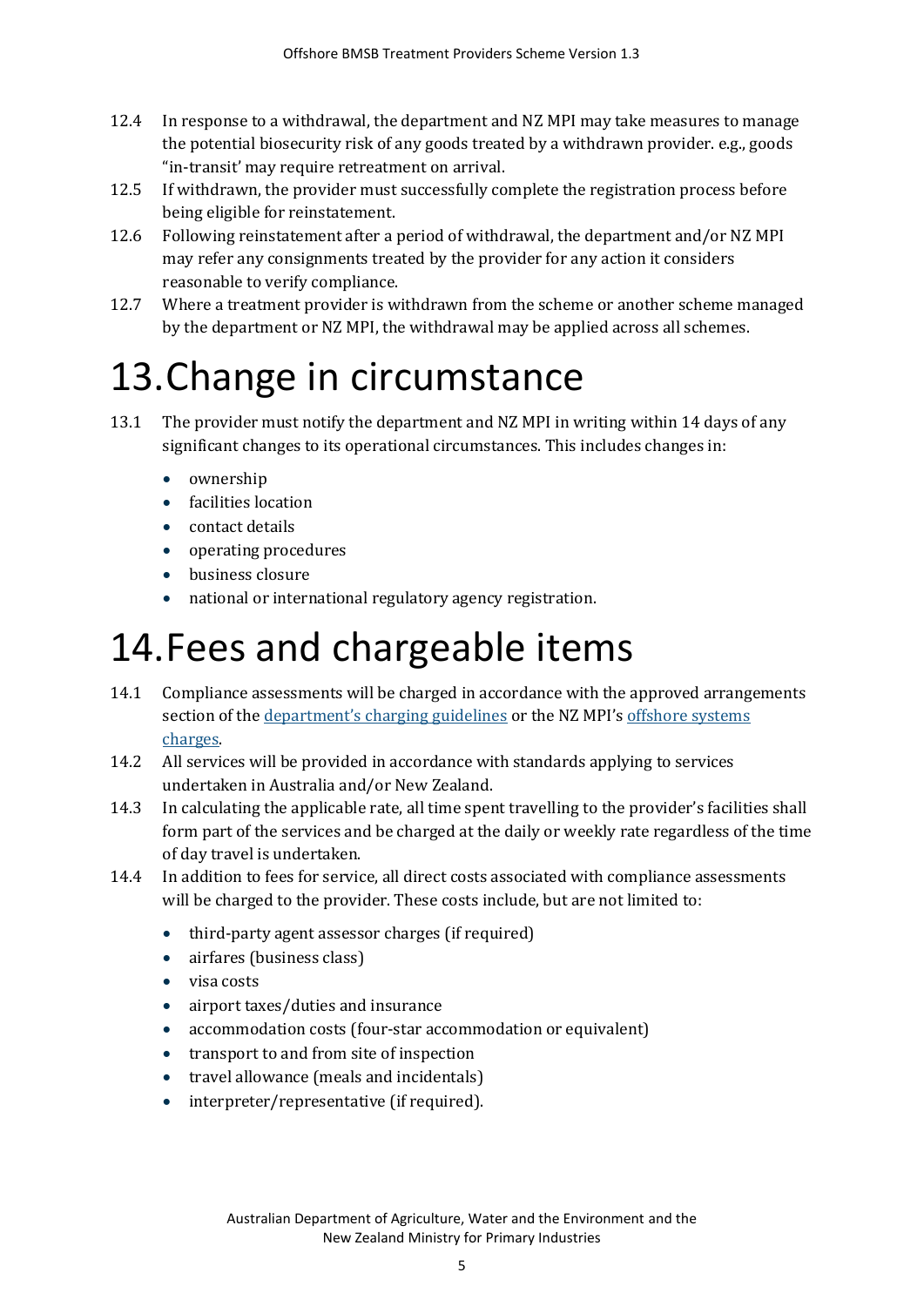12.4 In response to a withdrawal, the department and NZ MPI may take measures to manage the potential biosecurity risk of any goods treated by a withdrawn provider. e.g., goods "in-transit' may require retreatment on arrival.

12.5 If withdrawn, the provider must successfully complete the registration process before being eligible for reinstatement.

12.6 Following reinstatement after a period of withdrawal, the department and/or NZ MPI may refer any consignments treated by the provider for any action it considers reasonable to verify compliance.

12.7 Where a treatment provider is withdrawn from the scheme or another scheme managed by the department or NZ MPI, the withdrawal may be applied across all schemes.

# 13. Change in circumstance

13.1 The provider must notify the department and NZ MPI in writing within 14 days of any significant changes to its operational circumstances. This includes changes in:

- ownership
- facilities location
- contact details
- operating procedures
- business closure
- national or international regulatory agency registration.

# 14. Fees and chargeable items

14.1 Compliance assessments will be charged in accordance with the approved arrangements section of the [department's charging guidelines](#) or the NZ MPI's [offshore systems charges](#).

14.2 All services will be provided in accordance with standards applying to services undertaken in Australia and/or New Zealand.

14.3 In calculating the applicable rate, all time spent travelling to the provider's facilities shall form part of the services and be charged at the daily or weekly rate regardless of the time of day travel is undertaken.

14.4 In addition to fees for service, all direct costs associated with compliance assessments will be charged to the provider. These costs include, but are not limited to:

- third-party agent assessor charges (if required)
- airfares (business class)
- visa costs
- airport taxes/duties and insurance
- accommodation costs (four-star accommodation or equivalent)
- transport to and from site of inspection
- travel allowance (meals and incidentals)
- interpreter/representative (if required).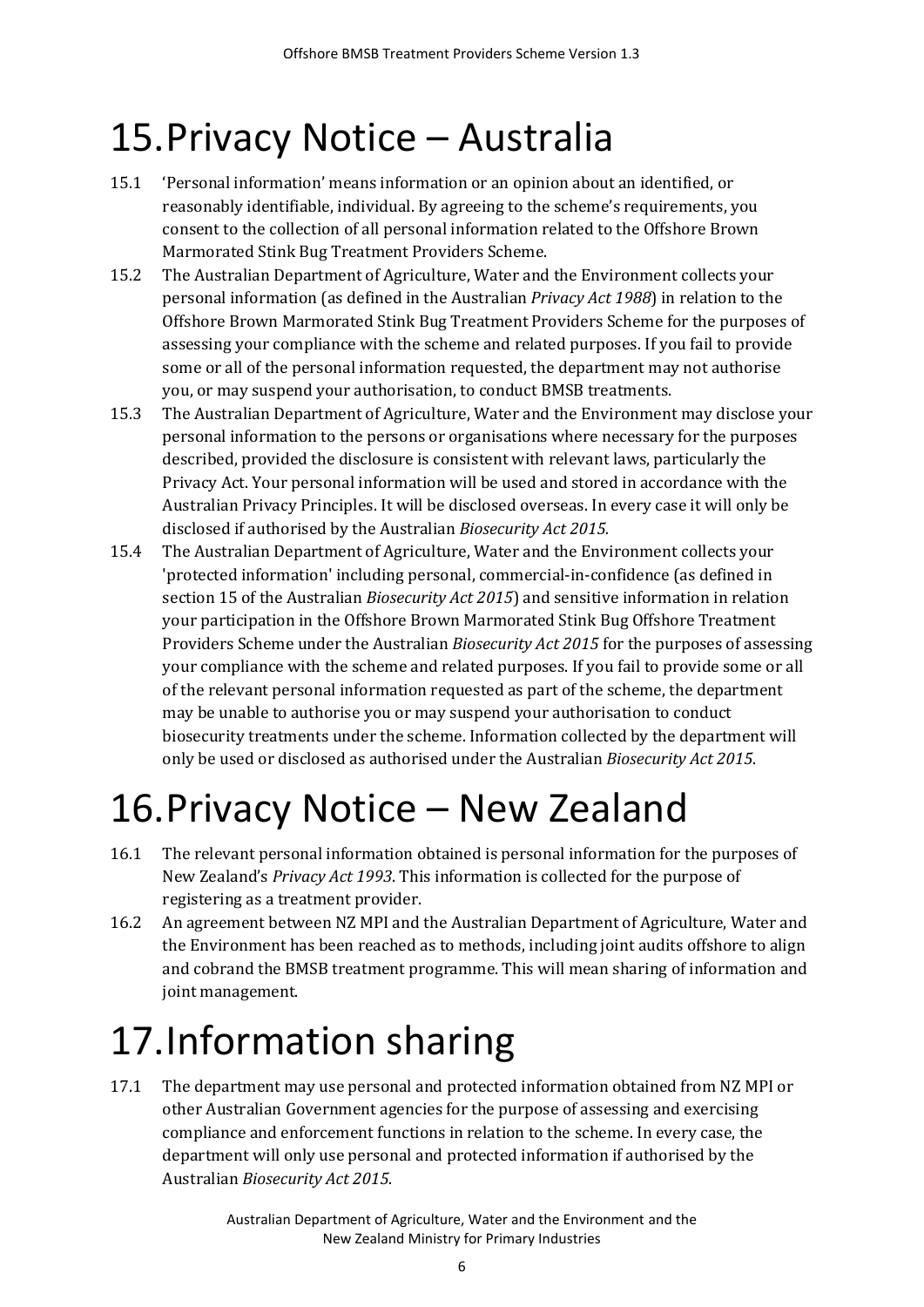# 15. Privacy Notice – Australia

15.1 'Personal information' means information or an opinion about an identified, or reasonably identifiable, individual. By agreeing to the scheme's requirements, you consent to the collection of all personal information related to the Offshore Brown Marmorated Stink Bug Treatment Providers Scheme.

15.2 The Australian Department of Agriculture, Water and the Environment collects your personal information (as defined in the Australian *Privacy Act 1988*) in relation to the Offshore Brown Marmorated Stink Bug Treatment Providers Scheme for the purposes of assessing your compliance with the scheme and related purposes. If you fail to provide some or all of the personal information requested, the department may not authorise you, or may suspend your authorisation, to conduct BMSB treatments.

15.3 The Australian Department of Agriculture, Water and the Environment may disclose your personal information to the persons or organisations where necessary for the purposes described, provided the disclosure is consistent with relevant laws, particularly the Privacy Act. Your personal information will be used and stored in accordance with the Australian Privacy Principles. It will be disclosed overseas. In every case it will only be disclosed if authorised by the Australian *Biosecurity Act 2015*.

15.4 The Australian Department of Agriculture, Water and the Environment collects your 'protected information' including personal, commercial-in-confidence (as defined in section 15 of the Australian *Biosecurity Act 2015*) and sensitive information in relation your participation in the Offshore Brown Marmorated Stink Bug Offshore Treatment Providers Scheme under the Australian *Biosecurity Act 2015* for the purposes of assessing your compliance with the scheme and related purposes. If you fail to provide some or all of the relevant personal information requested as part of the scheme, the department may be unable to authorise you or may suspend your authorisation to conduct biosecurity treatments under the scheme. Information collected by the department will only be used or disclosed as authorised under the Australian *Biosecurity Act 2015*.

# 16. Privacy Notice – New Zealand

16.1 The relevant personal information obtained is personal information for the purposes of New Zealand's *Privacy Act 1993*. This information is collected for the purpose of registering as a treatment provider.

16.2 An agreement between NZ MPI and the Australian Department of Agriculture, Water and the Environment has been reached as to methods, including joint audits offshore to align and cobrand the BMSB treatment programme. This will mean sharing of information and joint management.

# 17. Information sharing

17.1 The department may use personal and protected information obtained from NZ MPI or other Australian Government agencies for the purpose of assessing and exercising compliance and enforcement functions in relation to the scheme. In every case, the department will only use personal and protected information if authorised by the Australian *Biosecurity Act 2015*.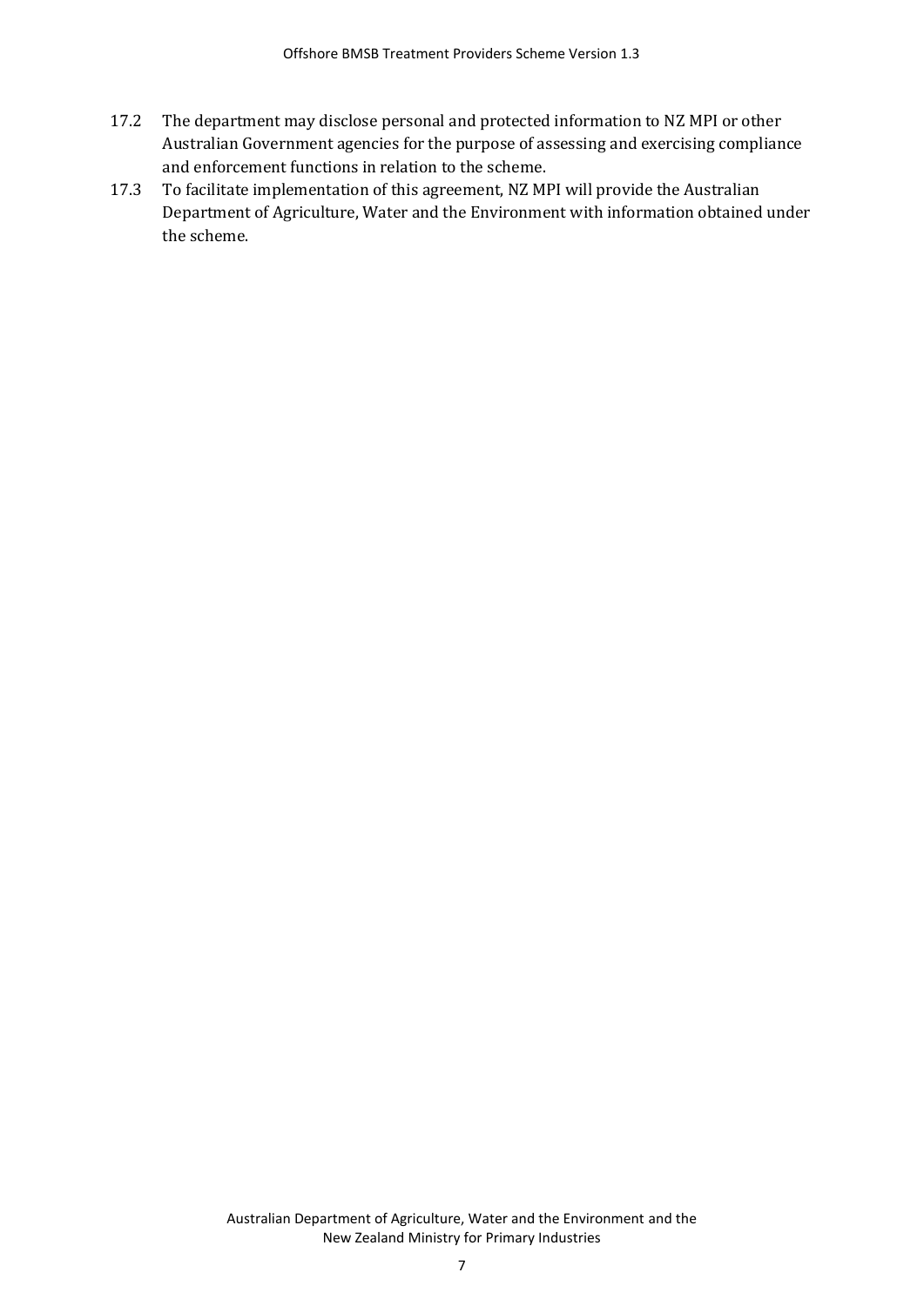17.2 The department may disclose personal and protected information to NZ MPI or other Australian Government agencies for the purpose of assessing and exercising compliance and enforcement functions in relation to the scheme.

17.3 To facilitate implementation of this agreement, NZ MPI will provide the Australian Department of Agriculture, Water and the Environment with information obtained under the scheme.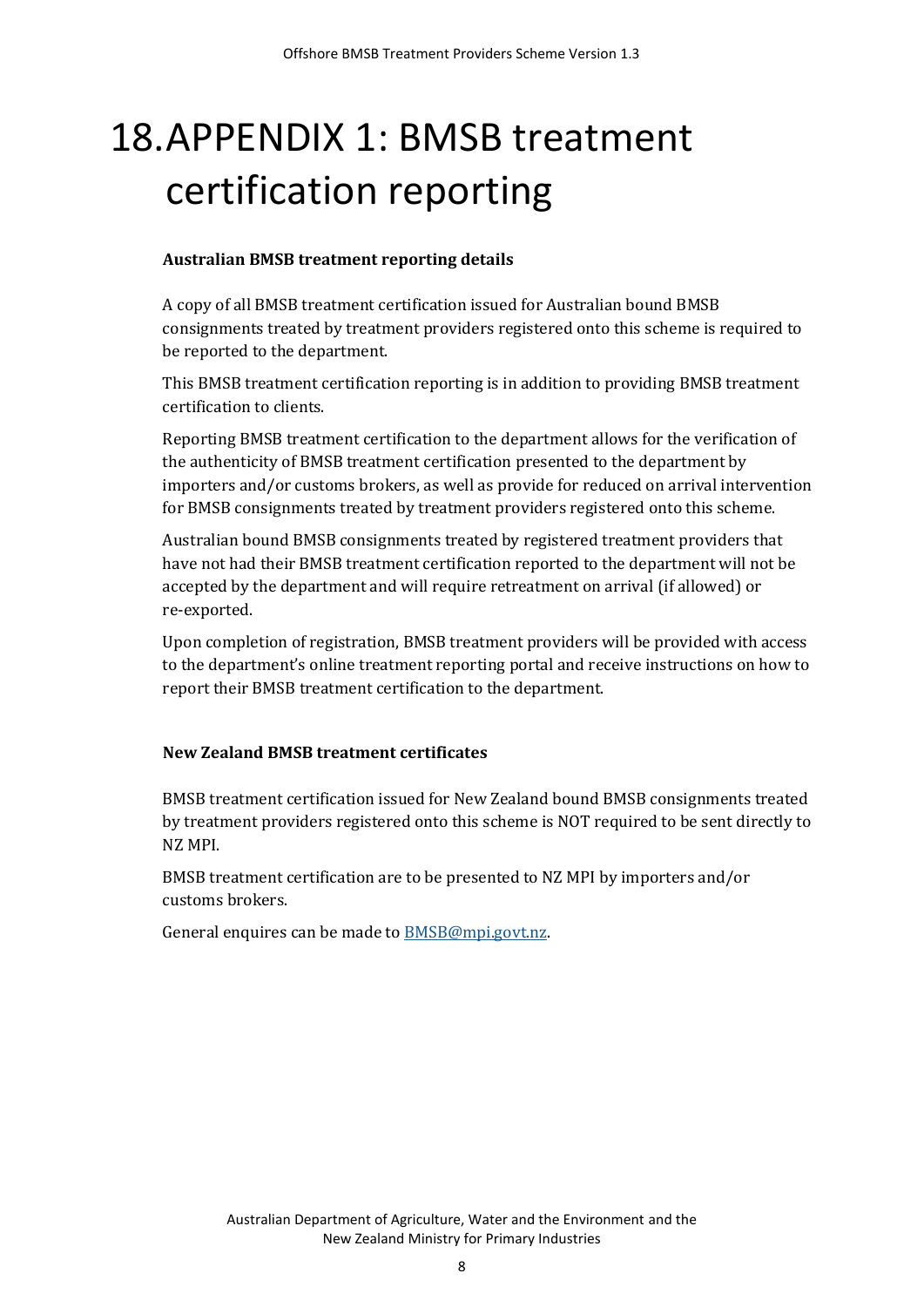# 18. APPENDIX 1: BMSB treatment certification reporting

**Australian BMSB treatment reporting details**

A copy of all BMSB treatment certification issued for Australian bound BMSB consignments treated by treatment providers registered onto this scheme is required to be reported to the department.

This BMSB treatment certification reporting is in addition to providing BMSB treatment certification to clients.

Reporting BMSB treatment certification to the department allows for the verification of the authenticity of BMSB treatment certification presented to the department by importers and/or customs brokers, as well as provide for reduced on arrival intervention for BMSB consignments treated by treatment providers registered onto this scheme.

Australian bound BMSB consignments treated by registered treatment providers that have not had their BMSB treatment certification reported to the department will not be accepted by the department and will require retreatment on arrival (if allowed) or re-exported.

Upon completion of registration, BMSB treatment providers will be provided with access to the department's online treatment reporting portal and receive instructions on how to report their BMSB treatment certification to the department.

**New Zealand BMSB treatment certificates**

BMSB treatment certification issued for New Zealand bound BMSB consignments treated by treatment providers registered onto this scheme is NOT required to be sent directly to NZ MPI.

BMSB treatment certification are to be presented to NZ MPI by importers and/or customs brokers.

General enquires can be made to [BMSB@mpi.govt.nz](mailto:BMSB@mpi.govt.nz).